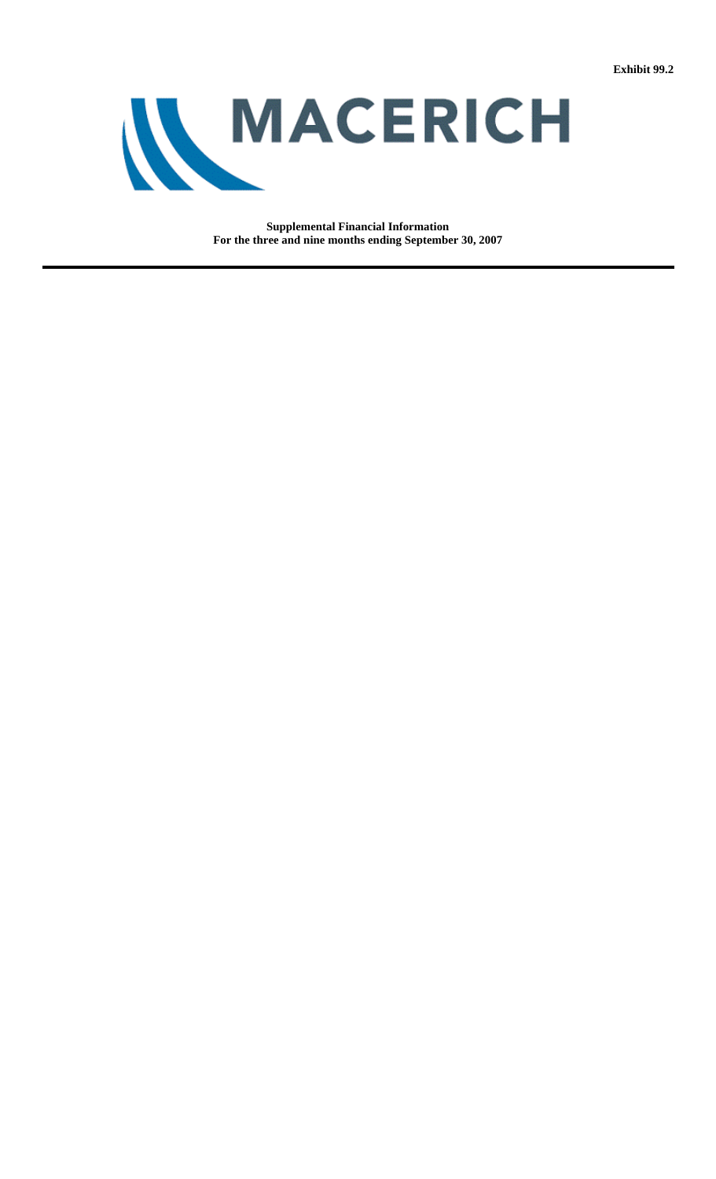Exhibit 99.2

# MACERICH

**Supplemental Financial Information**
**For the three and nine months ending September 30, 2007**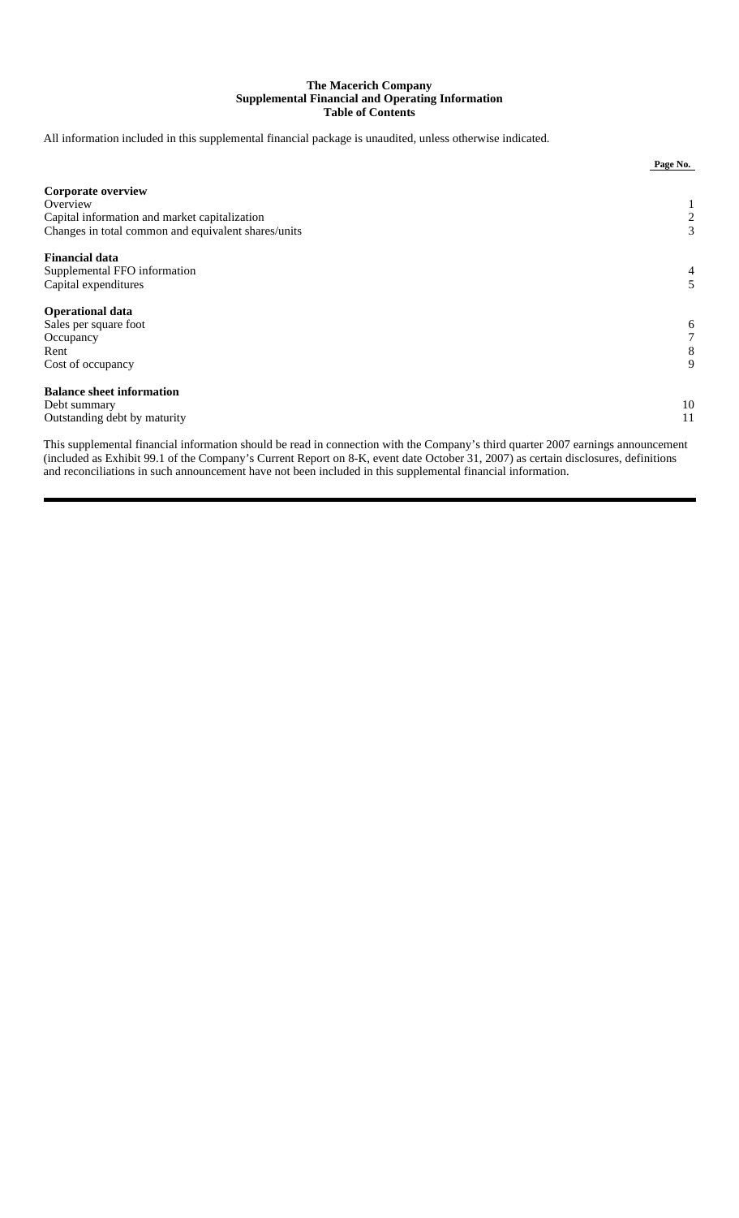# The Macerich Company
## Supplemental Financial and Operating Information
### Table of Contents

All information included in this supplemental financial package is unaudited, unless otherwise indicated.

| | Page No. |
|---|---|
| **Corporate overview** | |
| Overview | 1 |
| Capital information and market capitalization | 2 |
| Changes in total common and equivalent shares/units | 3 |
| **Financial data** | |
| Supplemental FFO information | 4 |
| Capital expenditures | 5 |
| **Operational data** | |
| Sales per square foot | 6 |
| Occupancy | 7 |
| Rent | 8 |
| Cost of occupancy | 9 |
| **Balance sheet information** | |
| Debt summary | 10 |
| Outstanding debt by maturity | 11 |

This supplemental financial information should be read in connection with the Company's third quarter 2007 earnings announcement (included as Exhibit 99.1 of the Company's Current Report on 8-K, event date October 31, 2007) as certain disclosures, definitions and reconciliations in such announcement have not been included in this supplemental financial information.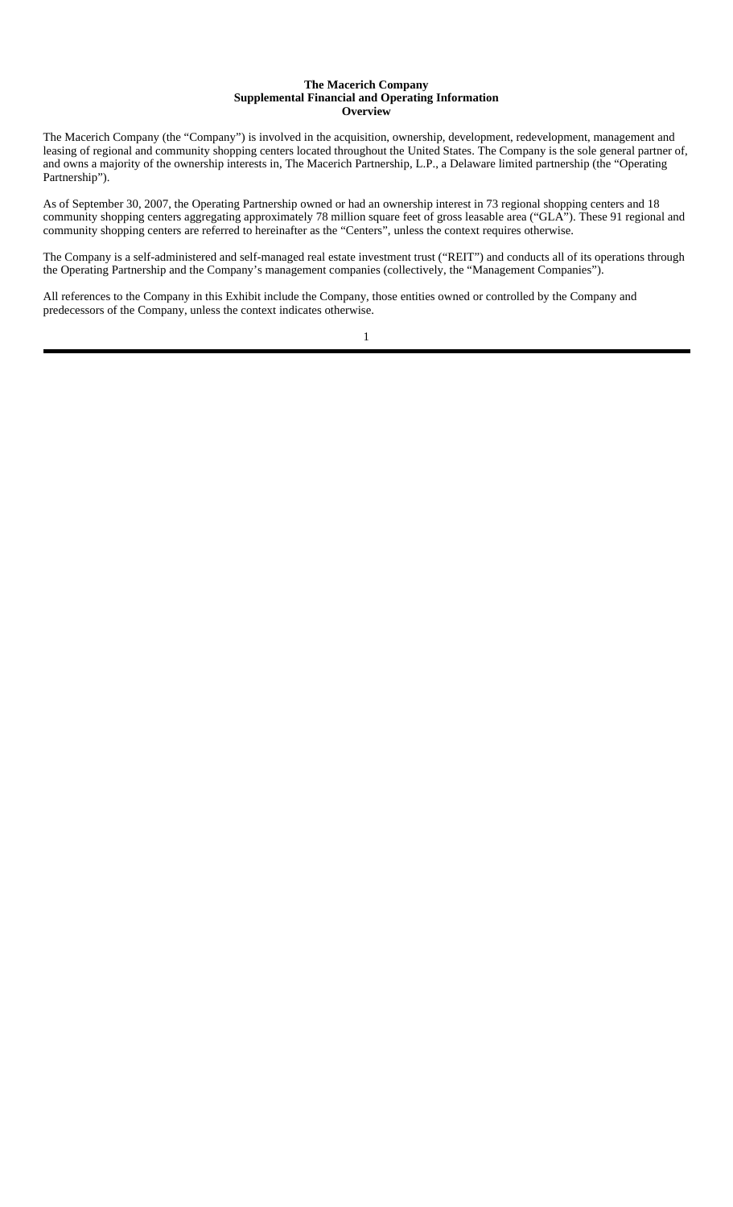**The Macerich Company**
**Supplemental Financial and Operating Information**
**Overview**

The Macerich Company (the "Company") is involved in the acquisition, ownership, development, redevelopment, management and leasing of regional and community shopping centers located throughout the United States. The Company is the sole general partner of, and owns a majority of the ownership interests in, The Macerich Partnership, L.P., a Delaware limited partnership (the "Operating Partnership").

As of September 30, 2007, the Operating Partnership owned or had an ownership interest in 73 regional shopping centers and 18 community shopping centers aggregating approximately 78 million square feet of gross leasable area ("GLA"). These 91 regional and community shopping centers are referred to hereinafter as the "Centers", unless the context requires otherwise.

The Company is a self-administered and self-managed real estate investment trust ("REIT") and conducts all of its operations through the Operating Partnership and the Company's management companies (collectively, the "Management Companies").

All references to the Company in this Exhibit include the Company, those entities owned or controlled by the Company and predecessors of the Company, unless the context indicates otherwise.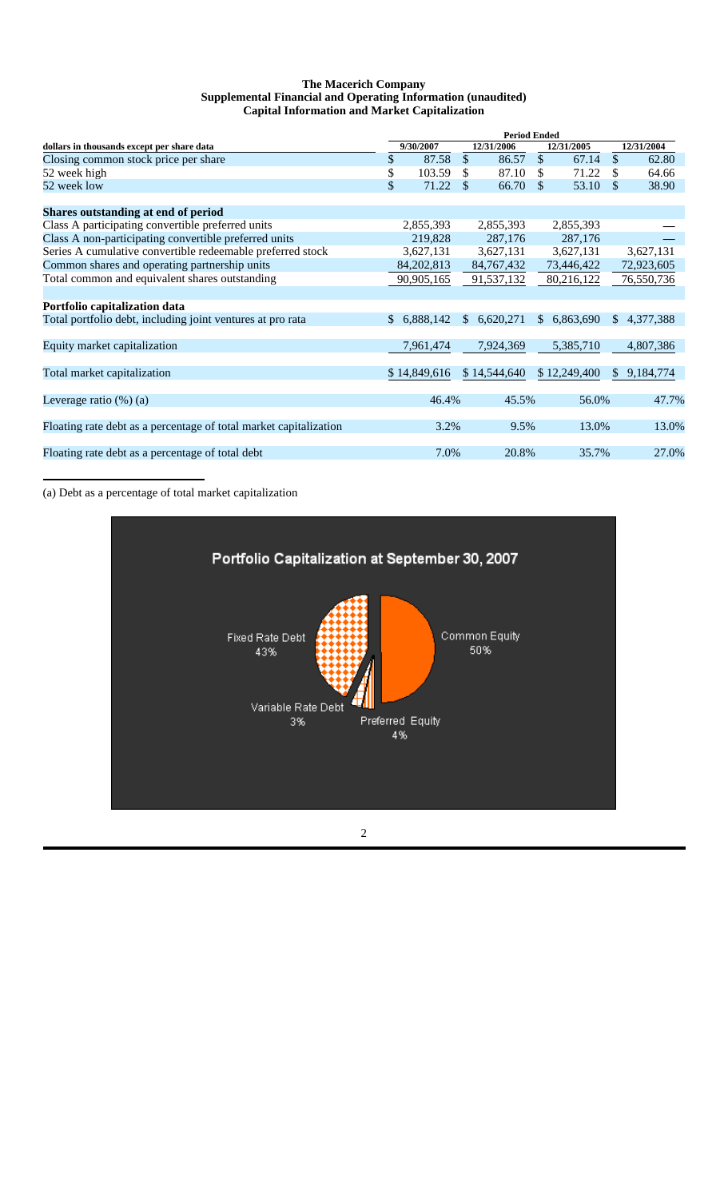**The Macerich Company**
**Supplemental Financial and Operating Information (unaudited)**
**Capital Information and Market Capitalization**

| dollars in thousands except per share data | Period Ended 9/30/2007 | 12/31/2006 | 12/31/2005 | 12/31/2004 |
|---|---|---|---|---|
| Closing common stock price per share | $ 87.58 | $ 86.57 | $ 67.14 | $ 62.80 |
| 52 week high | $ 103.59 | $ 87.10 | $ 71.22 | $ 64.66 |
| 52 week low | $ 71.22 | $ 66.70 | $ 53.10 | $ 38.90 |
| **Shares outstanding at end of period** | | | | |
| Class A participating convertible preferred units | 2,855,393 | 2,855,393 | 2,855,393 | — |
| Class A non-participating convertible preferred units | 219,828 | 287,176 | 287,176 | — |
| Series A cumulative convertible redeemable preferred stock | 3,627,131 | 3,627,131 | 3,627,131 | 3,627,131 |
| Common shares and operating partnership units | 84,202,813 | 84,767,432 | 73,446,422 | 72,923,605 |
| Total common and equivalent shares outstanding | 90,905,165 | 91,537,132 | 80,216,122 | 76,550,736 |
| **Portfolio capitalization data** | | | | |
| Total portfolio debt, including joint ventures at pro rata | $ 6,888,142 | $ 6,620,271 | $ 6,863,690 | $ 4,377,388 |
| Equity market capitalization | 7,961,474 | 7,924,369 | 5,385,710 | 4,807,386 |
| Total market capitalization | $ 14,849,616 | $ 14,544,640 | $ 12,249,400 | $ 9,184,774 |
| Leverage ratio (%) (a) | 46.4% | 45.5% | 56.0% | 47.7% |
| Floating rate debt as a percentage of total market capitalization | 3.2% | 9.5% | 13.0% | 13.0% |
| Floating rate debt as a percentage of total debt | 7.0% | 20.8% | 35.7% | 27.0% |

(a) Debt as a percentage of total market capitalization

Portfolio Capitalization at September 30, 2007

- Fixed Rate Debt 43%
- Common Equity 50%
- Variable Rate Debt 3%
- Preferred Equity 4%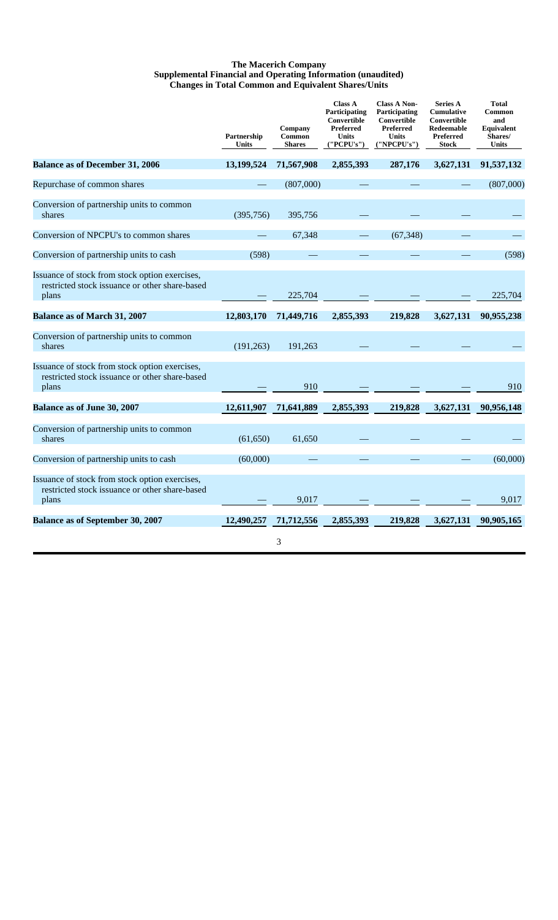# The Macerich Company
## Supplemental Financial and Operating Information (unaudited)
### Changes in Total Common and Equivalent Shares/Units

| | Partnership Units | Company Common Shares | Class A Participating Convertible Preferred Units ("PCPU's") | Class A Non-Participating Convertible Preferred Units ("NPCPU's") | Series A Cumulative Convertible Redeemable Preferred Stock | Total Common and Equivalent Shares/ Units |
|---|---|---|---|---|---|---|
| **Balance as of December 31, 2006** | **13,199,524** | **71,567,908** | **2,855,393** | **287,176** | **3,627,131** | **91,537,132** |
| Repurchase of common shares | — | (807,000) | — | — | — | (807,000) |
| Conversion of partnership units to common shares | (395,756) | 395,756 | — | — | — | — |
| Conversion of NPCPU's to common shares | — | 67,348 | — | (67,348) | — | — |
| Conversion of partnership units to cash | (598) | — | — | — | — | (598) |
| Issuance of stock from stock option exercises, restricted stock issuance or other share-based plans | — | 225,704 | — | — | — | 225,704 |
| **Balance as of March 31, 2007** | **12,803,170** | **71,449,716** | **2,855,393** | **219,828** | **3,627,131** | **90,955,238** |
| Conversion of partnership units to common shares | (191,263) | 191,263 | — | — | — | — |
| Issuance of stock from stock option exercises, restricted stock issuance or other share-based plans | — | 910 | — | — | — | 910 |
| **Balance as of June 30, 2007** | **12,611,907** | **71,641,889** | **2,855,393** | **219,828** | **3,627,131** | **90,956,148** |
| Conversion of partnership units to common shares | (61,650) | 61,650 | — | — | — | — |
| Conversion of partnership units to cash | (60,000) | — | — | — | — | (60,000) |
| Issuance of stock from stock option exercises, restricted stock issuance or other share-based plans | — | 9,017 | — | — | — | 9,017 |
| **Balance as of September 30, 2007** | **12,490,257** | **71,712,556** | **2,855,393** | **219,828** | **3,627,131** | **90,905,165** |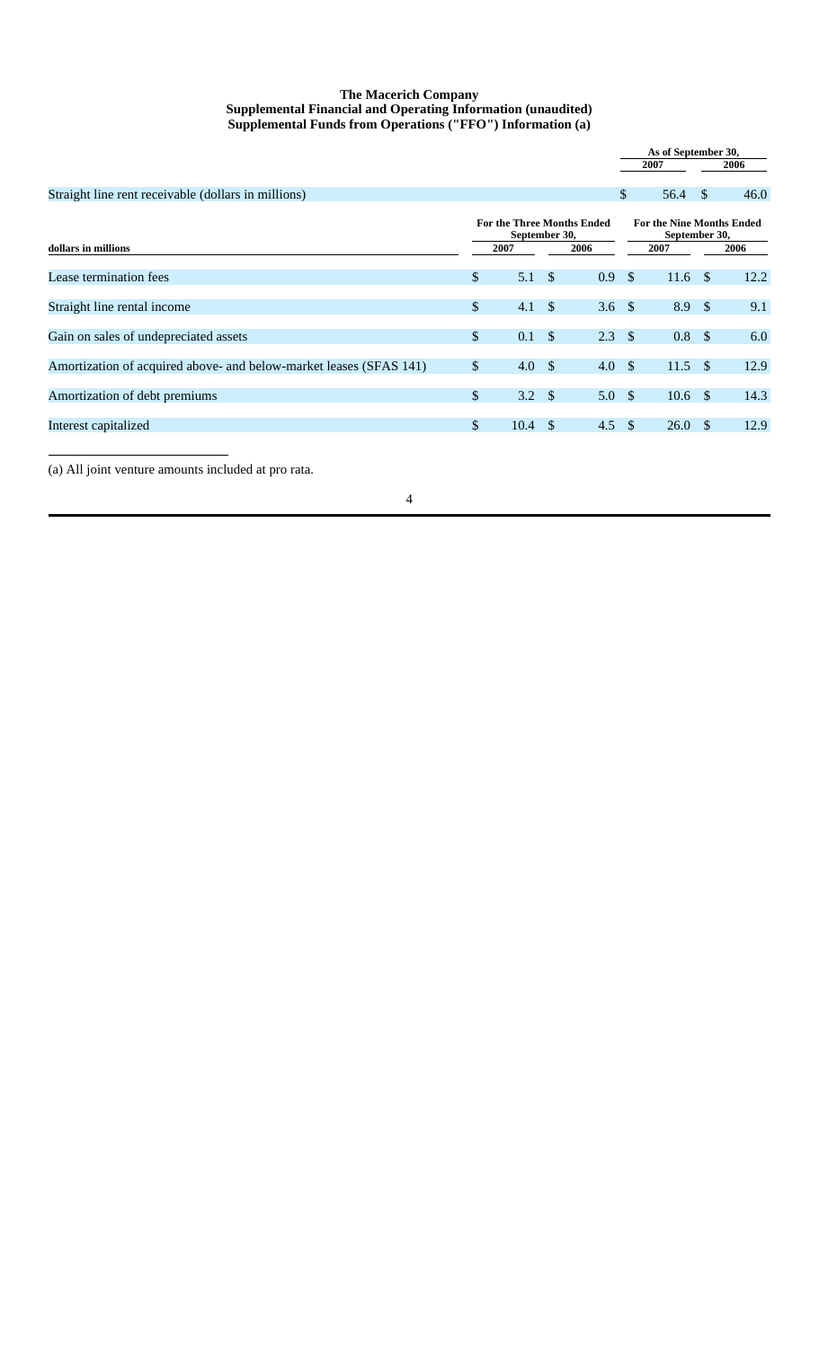**The Macerich Company**
**Supplemental Financial and Operating Information (unaudited)**
**Supplemental Funds from Operations ("FFO") Information (a)**

| | As of September 30, | |
|---|---|---|
| | 2007 | 2006 |
| Straight line rent receivable (dollars in millions) | $ 56.4 | $ 46.0 |

| dollars in millions | For the Three Months Ended September 30, | | For the Nine Months Ended September 30, | |
|---|---|---|---|---|
| | 2007 | 2006 | 2007 | 2006 |
| Lease termination fees | $ 5.1 | $ 0.9 | $ 11.6 | $ 12.2 |
| Straight line rental income | $ 4.1 | $ 3.6 | $ 8.9 | $ 9.1 |
| Gain on sales of undepreciated assets | $ 0.1 | $ 2.3 | $ 0.8 | $ 6.0 |
| Amortization of acquired above- and below-market leases (SFAS 141) | $ 4.0 | $ 4.0 | $ 11.5 | $ 12.9 |
| Amortization of debt premiums | $ 3.2 | $ 5.0 | $ 10.6 | $ 14.3 |
| Interest capitalized | $ 10.4 | $ 4.5 | $ 26.0 | $ 12.9 |

(a) All joint venture amounts included at pro rata.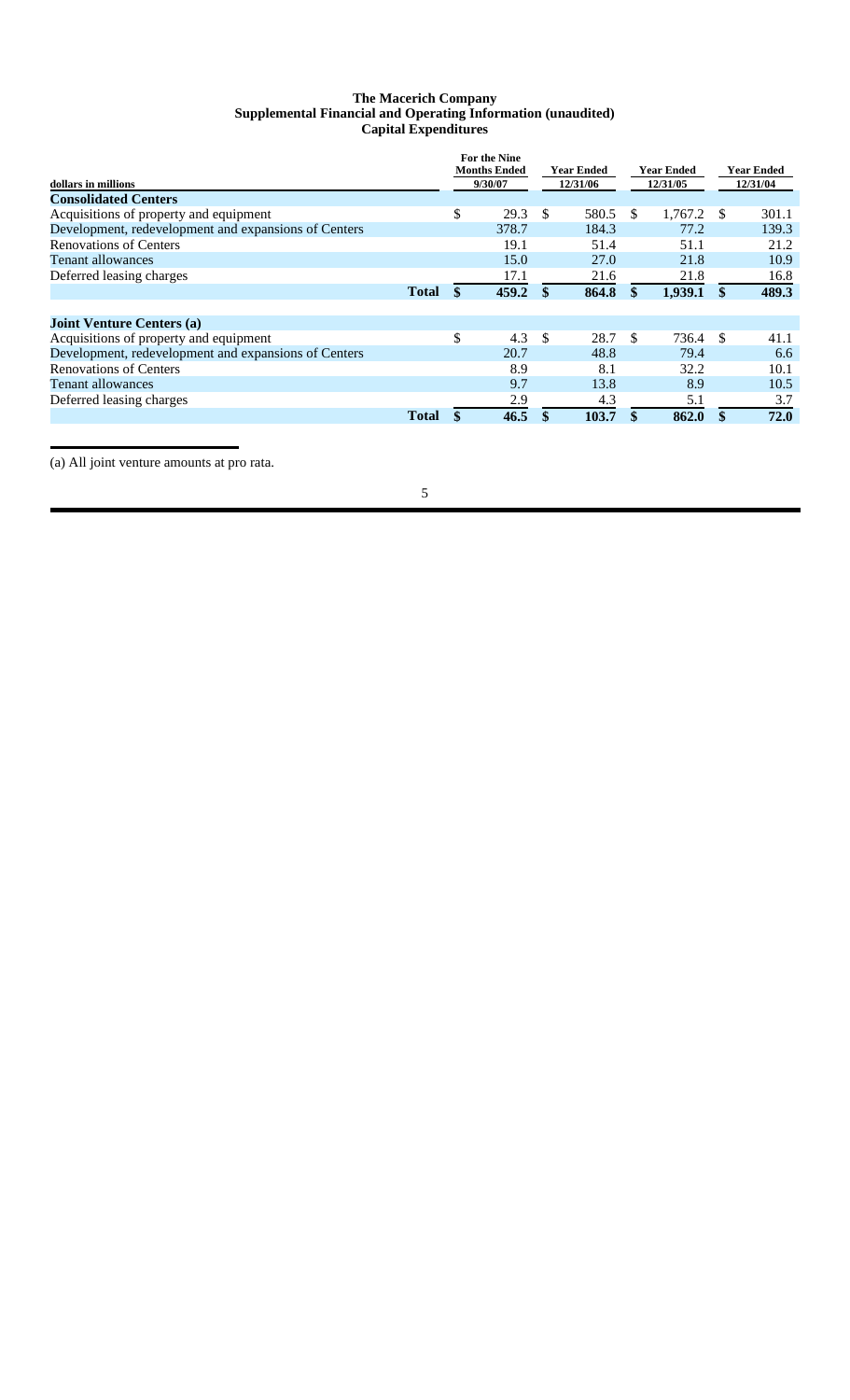# The Macerich Company
## Supplemental Financial and Operating Information (unaudited)
### Capital Expenditures

| dollars in millions | For the Nine Months Ended 9/30/07 | Year Ended 12/31/06 | Year Ended 12/31/05 | Year Ended 12/31/04 |
|---|---|---|---|---|
| **Consolidated Centers** | | | | |
| Acquisitions of property and equipment | $ 29.3 | $ 580.5 | $ 1,767.2 | $ 301.1 |
| Development, redevelopment and expansions of Centers | 378.7 | 184.3 | 77.2 | 139.3 |
| Renovations of Centers | 19.1 | 51.4 | 51.1 | 21.2 |
| Tenant allowances | 15.0 | 27.0 | 21.8 | 10.9 |
| Deferred leasing charges | 17.1 | 21.6 | 21.8 | 16.8 |
| **Total** | **$ 459.2** | **$ 864.8** | **$ 1,939.1** | **$ 489.3** |
| | | | | |
| **Joint Venture Centers (a)** | | | | |
| Acquisitions of property and equipment | $ 4.3 | $ 28.7 | $ 736.4 | $ 41.1 |
| Development, redevelopment and expansions of Centers | 20.7 | 48.8 | 79.4 | 6.6 |
| Renovations of Centers | 8.9 | 8.1 | 32.2 | 10.1 |
| Tenant allowances | 9.7 | 13.8 | 8.9 | 10.5 |
| Deferred leasing charges | 2.9 | 4.3 | 5.1 | 3.7 |
| **Total** | **$ 46.5** | **$ 103.7** | **$ 862.0** | **$ 72.0** |

(a) All joint venture amounts at pro rata.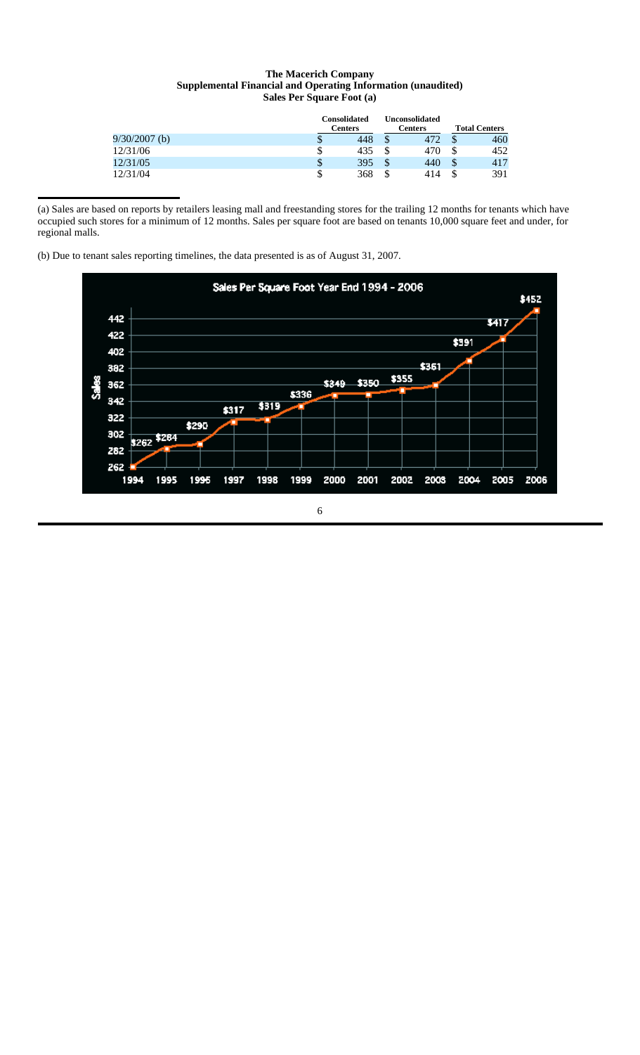**The Macerich Company**
**Supplemental Financial and Operating Information (unaudited)**
**Sales Per Square Foot (a)**

| | Consolidated Centers | Unconsolidated Centers | Total Centers |
|---|---|---|---|
| 9/30/2007 (b) | $ 448 | $ 472 | $ 460 |
| 12/31/06 | $ 435 | $ 470 | $ 452 |
| 12/31/05 | $ 395 | $ 440 | $ 417 |
| 12/31/04 | $ 368 | $ 414 | $ 391 |

(a) Sales are based on reports by retailers leasing mall and freestanding stores for the trailing 12 months for tenants which have occupied such stores for a minimum of 12 months. Sales per square foot are based on tenants 10,000 square feet and under, for regional malls.

(b) Due to tenant sales reporting timelines, the data presented is as of August 31, 2007.

Sales Per Square Foot Year End 1994 - 2006

| Year | Sales |
|---|---|
| 1994 | $262 |
| 1995 | $284 |
| 1996 | $290 |
| 1997 | $317 |
| 1998 | $319 |
| 1999 | $336 |
| 2000 | $349 |
| 2001 | $350 |
| 2002 | $355 |
| 2003 | $361 |
| 2004 | $391 |
| 2005 | $417 |
| 2006 | $452 |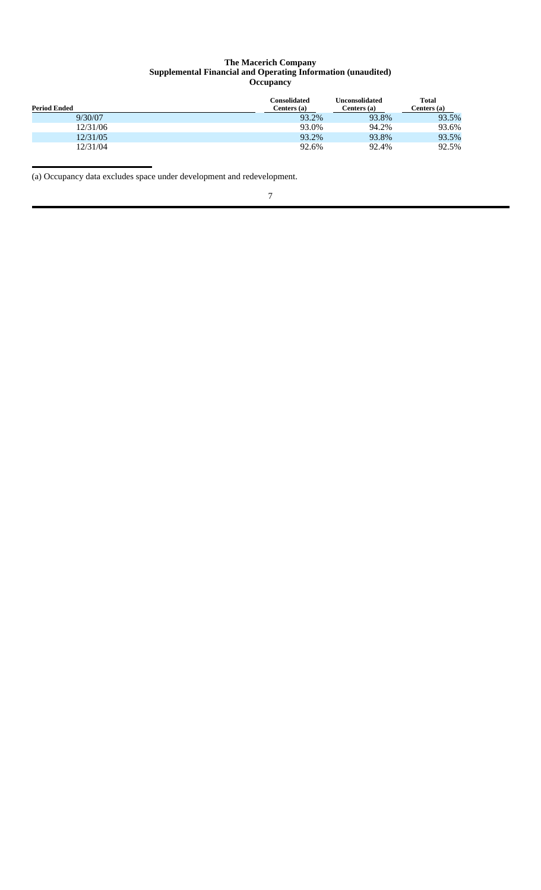**The Macerich Company**
**Supplemental Financial and Operating Information (unaudited)**
**Occupancy**

| Period Ended | Consolidated Centers (a) | Unconsolidated Centers (a) | Total Centers (a) |
| --- | --- | --- | --- |
| 9/30/07 | 93.2% | 93.8% | 93.5% |
| 12/31/06 | 93.0% | 94.2% | 93.6% |
| 12/31/05 | 93.2% | 93.8% | 93.5% |
| 12/31/04 | 92.6% | 92.4% | 92.5% |

(a) Occupancy data excludes space under development and redevelopment.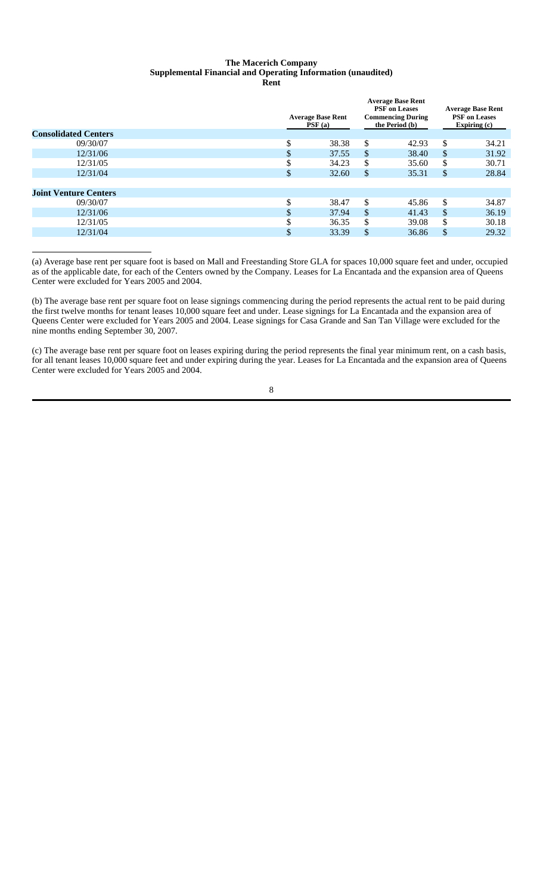**The Macerich Company**
**Supplemental Financial and Operating Information (unaudited)**
**Rent**

| | Average Base Rent PSF (a) | Average Base Rent PSF on Leases Commencing During the Period (b) | Average Base Rent PSF on Leases Expiring (c) |
|---|---|---|---|
| **Consolidated Centers** | | | |
| 09/30/07 | $ 38.38 | $ 42.93 | $ 34.21 |
| 12/31/06 | $ 37.55 | $ 38.40 | $ 31.92 |
| 12/31/05 | $ 34.23 | $ 35.60 | $ 30.71 |
| 12/31/04 | $ 32.60 | $ 35.31 | $ 28.84 |
| | | | |
| **Joint Venture Centers** | | | |
| 09/30/07 | $ 38.47 | $ 45.86 | $ 34.87 |
| 12/31/06 | $ 37.94 | $ 41.43 | $ 36.19 |
| 12/31/05 | $ 36.35 | $ 39.08 | $ 30.18 |
| 12/31/04 | $ 33.39 | $ 36.86 | $ 29.32 |

(a) Average base rent per square foot is based on Mall and Freestanding Store GLA for spaces 10,000 square feet and under, occupied as of the applicable date, for each of the Centers owned by the Company. Leases for La Encantada and the expansion area of Queens Center were excluded for Years 2005 and 2004.

(b) The average base rent per square foot on lease signings commencing during the period represents the actual rent to be paid during the first twelve months for tenant leases 10,000 square feet and under. Lease signings for La Encantada and the expansion area of Queens Center were excluded for Years 2005 and 2004. Lease signings for Casa Grande and San Tan Village were excluded for the nine months ending September 30, 2007.

(c) The average base rent per square foot on leases expiring during the period represents the final year minimum rent, on a cash basis, for all tenant leases 10,000 square feet and under expiring during the year. Leases for La Encantada and the expansion area of Queens Center were excluded for Years 2005 and 2004.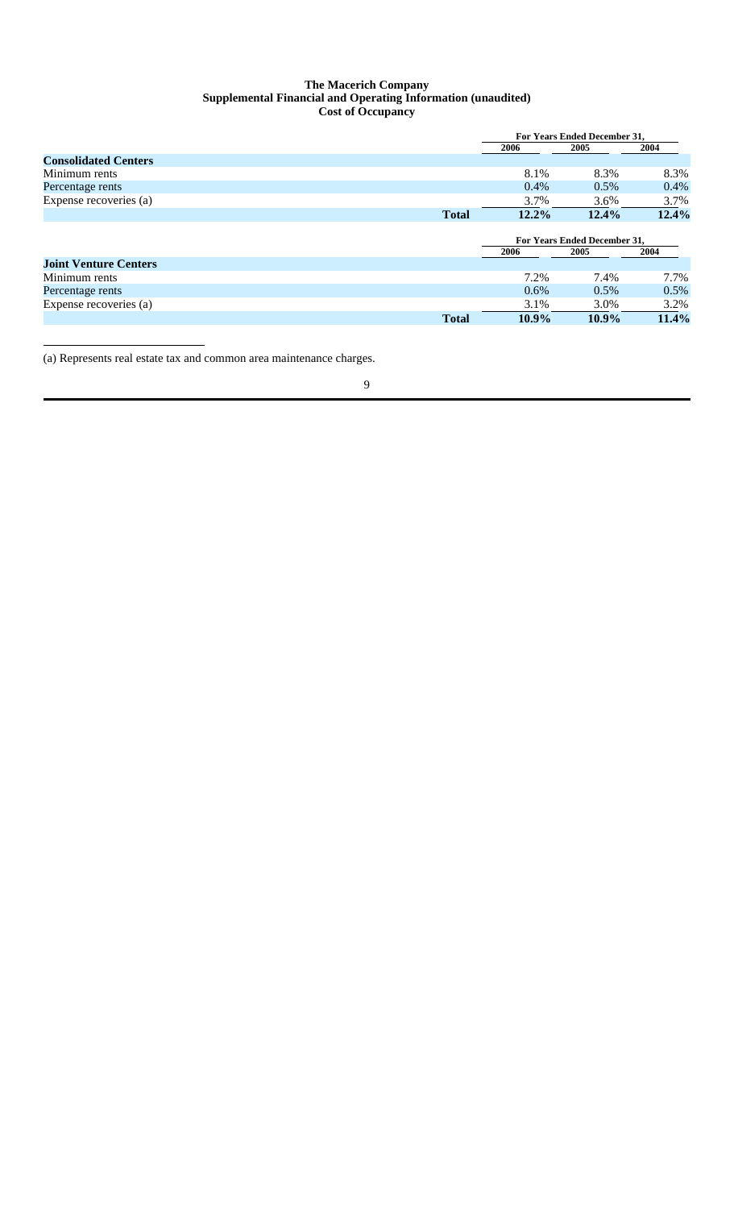**The Macerich Company**
**Supplemental Financial and Operating Information (unaudited)**
**Cost of Occupancy**

| | For Years Ended December 31, | | |
|---|---|---|---|
| | 2006 | 2005 | 2004 |
| **Consolidated Centers** | | | |
| Minimum rents | 8.1% | 8.3% | 8.3% |
| Percentage rents | 0.4% | 0.5% | 0.4% |
| Expense recoveries (a) | 3.7% | 3.6% | 3.7% |
| **Total** | **12.2%** | **12.4%** | **12.4%** |

| | For Years Ended December 31, | | |
|---|---|---|---|
| | 2006 | 2005 | 2004 |
| **Joint Venture Centers** | | | |
| Minimum rents | 7.2% | 7.4% | 7.7% |
| Percentage rents | 0.6% | 0.5% | 0.5% |
| Expense recoveries (a) | 3.1% | 3.0% | 3.2% |
| **Total** | **10.9%** | **10.9%** | **11.4%** |

(a) Represents real estate tax and common area maintenance charges.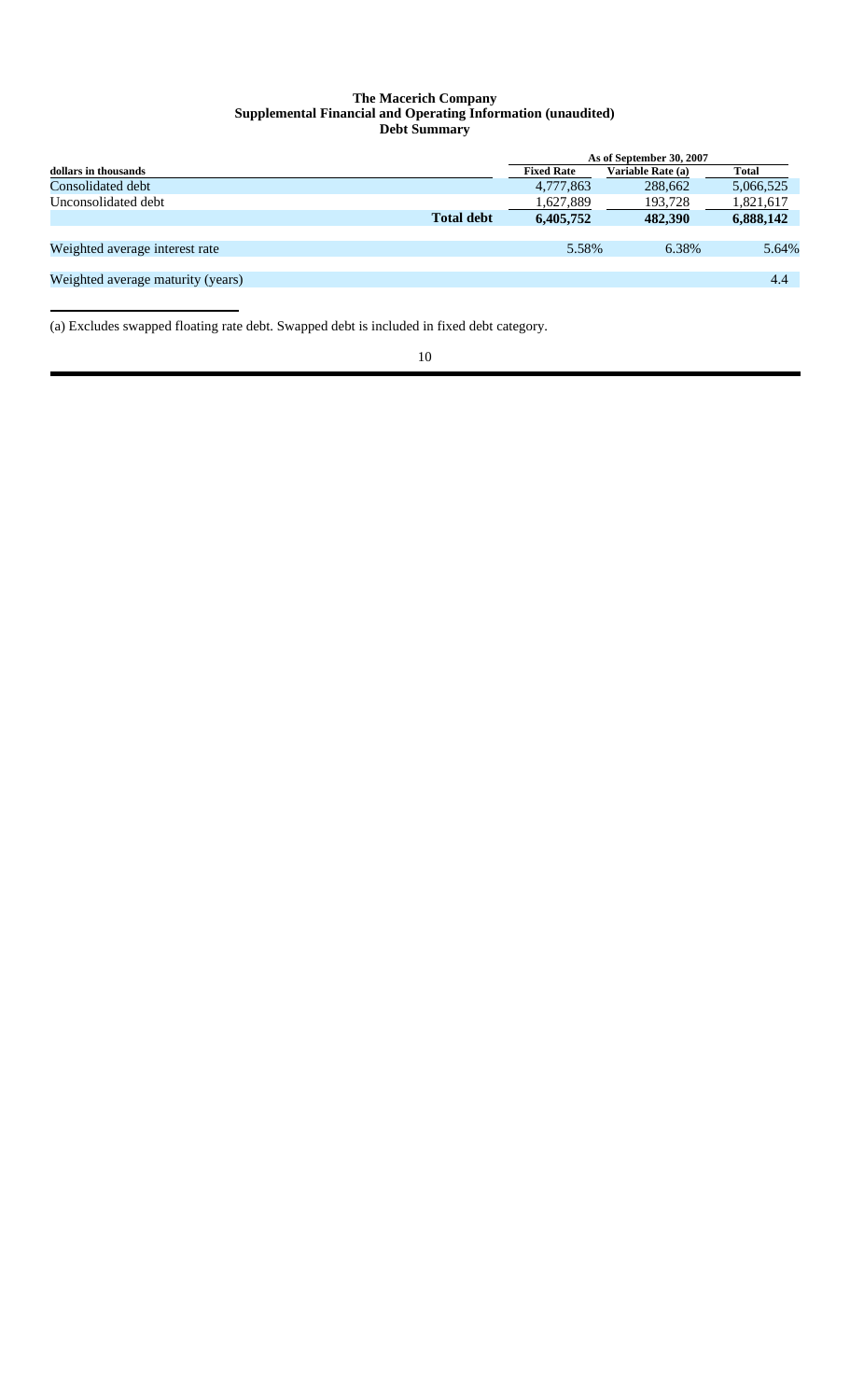# The Macerich Company
## Supplemental Financial and Operating Information (unaudited)
### Debt Summary

| dollars in thousands | | As of September 30, 2007 | | |
|---|---|---|---|---|
| | | Fixed Rate | Variable Rate (a) | Total |
| Consolidated debt | | 4,777,863 | 288,662 | 5,066,525 |
| Unconsolidated debt | | 1,627,889 | 193,728 | 1,821,617 |
| | **Total debt** | **6,405,752** | **482,390** | **6,888,142** |
| Weighted average interest rate | | 5.58% | 6.38% | 5.64% |
| Weighted average maturity (years) | | | | 4.4 |

(a) Excludes swapped floating rate debt. Swapped debt is included in fixed debt category.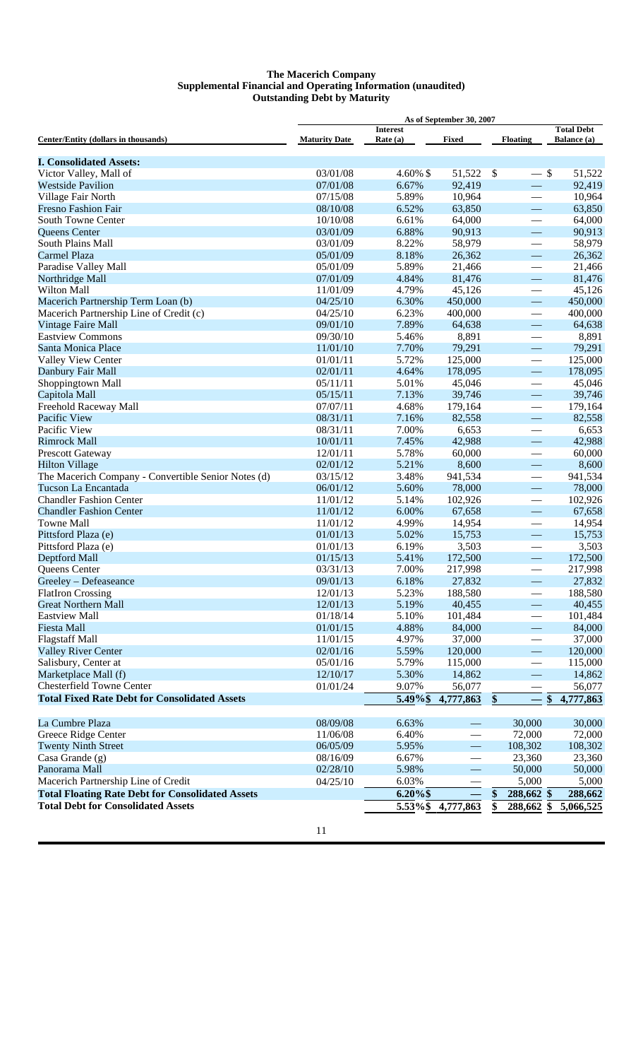# The Macerich Company
## Supplemental Financial and Operating Information (unaudited)
## Outstanding Debt by Maturity

| Center/Entity (dollars in thousands) | Maturity Date | As of September 30, 2007 Interest Rate (a) | Fixed | Floating | Total Debt Balance (a) |
|---|---|---|---|---|---|
| **I. Consolidated Assets:** | | | | | |
| Victor Valley, Mall of | 03/01/08 | 4.60% | $ 51,522 | $ — | $ 51,522 |
| Westside Pavilion | 07/01/08 | 6.67% | 92,419 | — | 92,419 |
| Village Fair North | 07/15/08 | 5.89% | 10,964 | — | 10,964 |
| Fresno Fashion Fair | 08/10/08 | 6.52% | 63,850 | — | 63,850 |
| South Towne Center | 10/10/08 | 6.61% | 64,000 | — | 64,000 |
| Queens Center | 03/01/09 | 6.88% | 90,913 | — | 90,913 |
| South Plains Mall | 03/01/09 | 8.22% | 58,979 | — | 58,979 |
| Carmel Plaza | 05/01/09 | 8.18% | 26,362 | — | 26,362 |
| Paradise Valley Mall | 05/01/09 | 5.89% | 21,466 | — | 21,466 |
| Northridge Mall | 07/01/09 | 4.84% | 81,476 | — | 81,476 |
| Wilton Mall | 11/01/09 | 4.79% | 45,126 | — | 45,126 |
| Macerich Partnership Term Loan (b) | 04/25/10 | 6.30% | 450,000 | — | 450,000 |
| Macerich Partnership Line of Credit (c) | 04/25/10 | 6.23% | 400,000 | — | 400,000 |
| Vintage Faire Mall | 09/01/10 | 7.89% | 64,638 | — | 64,638 |
| Eastview Commons | 09/30/10 | 5.46% | 8,891 | — | 8,891 |
| Santa Monica Place | 11/01/10 | 7.70% | 79,291 | — | 79,291 |
| Valley View Center | 01/01/11 | 5.72% | 125,000 | — | 125,000 |
| Danbury Fair Mall | 02/01/11 | 4.64% | 178,095 | — | 178,095 |
| Shoppingtown Mall | 05/11/11 | 5.01% | 45,046 | — | 45,046 |
| Capitola Mall | 05/15/11 | 7.13% | 39,746 | — | 39,746 |
| Freehold Raceway Mall | 07/07/11 | 4.68% | 179,164 | — | 179,164 |
| Pacific View | 08/31/11 | 7.16% | 82,558 | — | 82,558 |
| Pacific View | 08/31/11 | 7.00% | 6,653 | — | 6,653 |
| Rimrock Mall | 10/01/11 | 7.45% | 42,988 | — | 42,988 |
| Prescott Gateway | 12/01/11 | 5.78% | 60,000 | — | 60,000 |
| Hilton Village | 02/01/12 | 5.21% | 8,600 | — | 8,600 |
| The Macerich Company - Convertible Senior Notes (d) | 03/15/12 | 3.48% | 941,534 | — | 941,534 |
| Tucson La Encantada | 06/01/12 | 5.60% | 78,000 | — | 78,000 |
| Chandler Fashion Center | 11/01/12 | 5.14% | 102,926 | — | 102,926 |
| Chandler Fashion Center | 11/01/12 | 6.00% | 67,658 | — | 67,658 |
| Towne Mall | 11/01/12 | 4.99% | 14,954 | — | 14,954 |
| Pittsford Plaza (e) | 01/01/13 | 5.02% | 15,753 | — | 15,753 |
| Pittsford Plaza (e) | 01/01/13 | 6.19% | 3,503 | — | 3,503 |
| Deptford Mall | 01/15/13 | 5.41% | 172,500 | — | 172,500 |
| Queens Center | 03/31/13 | 7.00% | 217,998 | — | 217,998 |
| Greeley – Defeaseance | 09/01/13 | 6.18% | 27,832 | — | 27,832 |
| FlatIron Crossing | 12/01/13 | 5.23% | 188,580 | — | 188,580 |
| Great Northern Mall | 12/01/13 | 5.19% | 40,455 | — | 40,455 |
| Eastview Mall | 01/18/14 | 5.10% | 101,484 | — | 101,484 |
| Fiesta Mall | 01/01/15 | 4.88% | 84,000 | — | 84,000 |
| Flagstaff Mall | 11/01/15 | 4.97% | 37,000 | — | 37,000 |
| Valley River Center | 02/01/16 | 5.59% | 120,000 | — | 120,000 |
| Salisbury, Center at | 05/01/16 | 5.79% | 115,000 | — | 115,000 |
| Marketplace Mall (f) | 12/10/17 | 5.30% | 14,862 | — | 14,862 |
| Chesterfield Towne Center | 01/01/24 | 9.07% | 56,077 | — | 56,077 |
| **Total Fixed Rate Debt for Consolidated Assets** | | **5.49%** | **$ 4,777,863** | **$ —** | **$ 4,777,863** |
| | | | | | |
| La Cumbre Plaza | 08/09/08 | 6.63% | — | 30,000 | 30,000 |
| Greece Ridge Center | 11/06/08 | 6.40% | — | 72,000 | 72,000 |
| Twenty Ninth Street | 06/05/09 | 5.95% | — | 108,302 | 108,302 |
| Casa Grande (g) | 08/16/09 | 6.67% | — | 23,360 | 23,360 |
| Panorama Mall | 02/28/10 | 5.98% | — | 50,000 | 50,000 |
| Macerich Partnership Line of Credit | 04/25/10 | 6.03% | — | 5,000 | 5,000 |
| **Total Floating Rate Debt for Consolidated Assets** | | **6.20%** | **$ —** | **$ 288,662** | **$ 288,662** |
| **Total Debt for Consolidated Assets** | | **5.53%** | **$ 4,777,863** | **$ 288,662** | **$ 5,066,525** |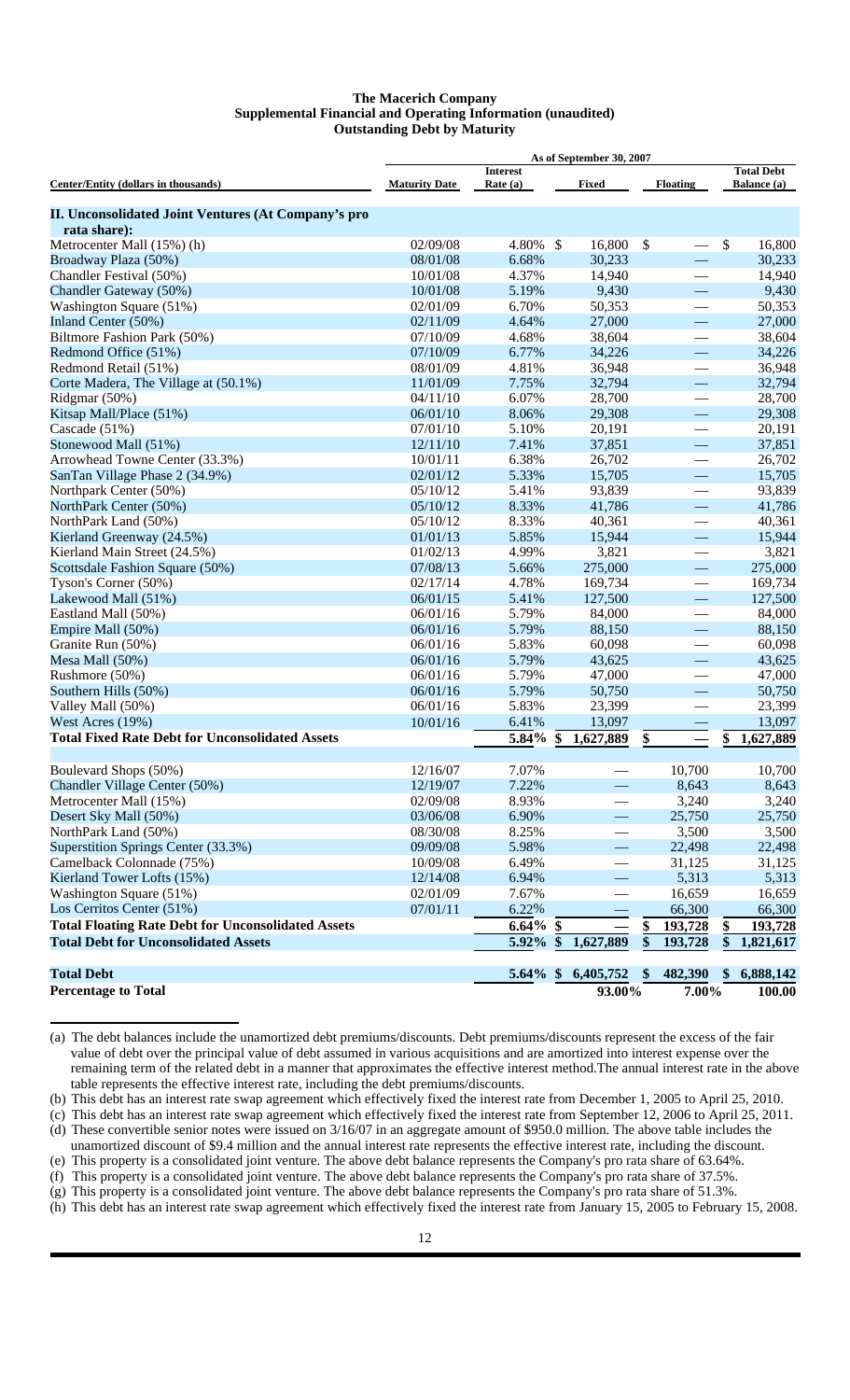**The Macerich Company**
**Supplemental Financial and Operating Information (unaudited)**
**Outstanding Debt by Maturity**

| | As of September 30, 2007 | | | | |
|---|---|---|---|---|---|
| **Center/Entity (dollars in thousands)** | **Maturity Date** | **Interest Rate (a)** | **Fixed** | **Floating** | **Total Debt Balance (a)** |
| **II. Unconsolidated Joint Ventures (At Company's pro rata share):** | | | | | |
| Metrocenter Mall (15%) (h) | 02/09/08 | 4.80% | $ 16,800 | $ — | $ 16,800 |
| Broadway Plaza (50%) | 08/01/08 | 6.68% | 30,233 | — | 30,233 |
| Chandler Festival (50%) | 10/01/08 | 4.37% | 14,940 | — | 14,940 |
| Chandler Gateway (50%) | 10/01/08 | 5.19% | 9,430 | — | 9,430 |
| Washington Square (51%) | 02/01/09 | 6.70% | 50,353 | — | 50,353 |
| Inland Center (50%) | 02/11/09 | 4.64% | 27,000 | — | 27,000 |
| Biltmore Fashion Park (50%) | 07/10/09 | 4.68% | 38,604 | — | 38,604 |
| Redmond Office (51%) | 07/10/09 | 6.77% | 34,226 | — | 34,226 |
| Redmond Retail (51%) | 08/01/09 | 4.81% | 36,948 | — | 36,948 |
| Corte Madera, The Village at (50.1%) | 11/01/09 | 7.75% | 32,794 | — | 32,794 |
| Ridgmar (50%) | 04/11/10 | 6.07% | 28,700 | — | 28,700 |
| Kitsap Mall/Place (51%) | 06/01/10 | 8.06% | 29,308 | — | 29,308 |
| Cascade (51%) | 07/01/10 | 5.10% | 20,191 | — | 20,191 |
| Stonewood Mall (51%) | 12/11/10 | 7.41% | 37,851 | — | 37,851 |
| Arrowhead Towne Center (33.3%) | 10/01/11 | 6.38% | 26,702 | — | 26,702 |
| SanTan Village Phase 2 (34.9%) | 02/01/12 | 5.33% | 15,705 | — | 15,705 |
| Northpark Center (50%) | 05/10/12 | 5.41% | 93,839 | — | 93,839 |
| NorthPark Center (50%) | 05/10/12 | 8.33% | 41,786 | — | 41,786 |
| NorthPark Land (50%) | 05/10/12 | 8.33% | 40,361 | — | 40,361 |
| Kierland Greenway (24.5%) | 01/01/13 | 5.85% | 15,944 | — | 15,944 |
| Kierland Main Street (24.5%) | 01/02/13 | 4.99% | 3,821 | — | 3,821 |
| Scottsdale Fashion Square (50%) | 07/08/13 | 5.66% | 275,000 | — | 275,000 |
| Tyson's Corner (50%) | 02/17/14 | 4.78% | 169,734 | — | 169,734 |
| Lakewood Mall (51%) | 06/01/15 | 5.41% | 127,500 | — | 127,500 |
| Eastland Mall (50%) | 06/01/16 | 5.79% | 84,000 | — | 84,000 |
| Empire Mall (50%) | 06/01/16 | 5.79% | 88,150 | — | 88,150 |
| Granite Run (50%) | 06/01/16 | 5.83% | 60,098 | — | 60,098 |
| Mesa Mall (50%) | 06/01/16 | 5.79% | 43,625 | — | 43,625 |
| Rushmore (50%) | 06/01/16 | 5.79% | 47,000 | — | 47,000 |
| Southern Hills (50%) | 06/01/16 | 5.79% | 50,750 | — | 50,750 |
| Valley Mall (50%) | 06/01/16 | 5.83% | 23,399 | — | 23,399 |
| West Acres (19%) | 10/01/16 | 6.41% | 13,097 | — | 13,097 |
| **Total Fixed Rate Debt for Unconsolidated Assets** | | **5.84%** | **$ 1,627,889** | **$ —** | **$ 1,627,889** |
| Boulevard Shops (50%) | 12/16/07 | 7.07% | — | 10,700 | 10,700 |
| Chandler Village Center (50%) | 12/19/07 | 7.22% | — | 8,643 | 8,643 |
| Metrocenter Mall (15%) | 02/09/08 | 8.93% | — | 3,240 | 3,240 |
| Desert Sky Mall (50%) | 03/06/08 | 6.90% | — | 25,750 | 25,750 |
| NorthPark Land (50%) | 08/30/08 | 8.25% | — | 3,500 | 3,500 |
| Superstition Springs Center (33.3%) | 09/09/08 | 5.98% | — | 22,498 | 22,498 |
| Camelback Colonnade (75%) | 10/09/08 | 6.49% | — | 31,125 | 31,125 |
| Kierland Tower Lofts (15%) | 12/14/08 | 6.94% | — | 5,313 | 5,313 |
| Washington Square (51%) | 02/01/09 | 7.67% | — | 16,659 | 16,659 |
| Los Cerritos Center (51%) | 07/01/11 | 6.22% | — | 66,300 | 66,300 |
| **Total Floating Rate Debt for Unconsolidated Assets** | | **6.64%** | **$ —** | **$ 193,728** | **$ 193,728** |
| **Total Debt for Unconsolidated Assets** | | **5.92%** | **$ 1,627,889** | **$ 193,728** | **$ 1,821,617** |
| **Total Debt** | | **5.64%** | **$ 6,405,752** | **$ 482,390** | **$ 6,888,142** |
| **Percentage to Total** | | | **93.00%** | **7.00%** | **100.00** |

(a) The debt balances include the unamortized debt premiums/discounts. Debt premiums/discounts represent the excess of the fair value of debt over the principal value of debt assumed in various acquisitions and are amortized into interest expense over the remaining term of the related debt in a manner that approximates the effective interest method.The annual interest rate in the above table represents the effective interest rate, including the debt premiums/discounts.

(b) This debt has an interest rate swap agreement which effectively fixed the interest rate from December 1, 2005 to April 25, 2010.

(c) This debt has an interest rate swap agreement which effectively fixed the interest rate from September 12, 2006 to April 25, 2011.

(d) These convertible senior notes were issued on 3/16/07 in an aggregate amount of $950.0 million. The above table includes the unamortized discount of $9.4 million and the annual interest rate represents the effective interest rate, including the discount.

(e) This property is a consolidated joint venture. The above debt balance represents the Company's pro rata share of 63.64%.

(f) This property is a consolidated joint venture. The above debt balance represents the Company's pro rata share of 37.5%.

(g) This property is a consolidated joint venture. The above debt balance represents the Company's pro rata share of 51.3%.

(h) This debt has an interest rate swap agreement which effectively fixed the interest rate from January 15, 2005 to February 15, 2008.